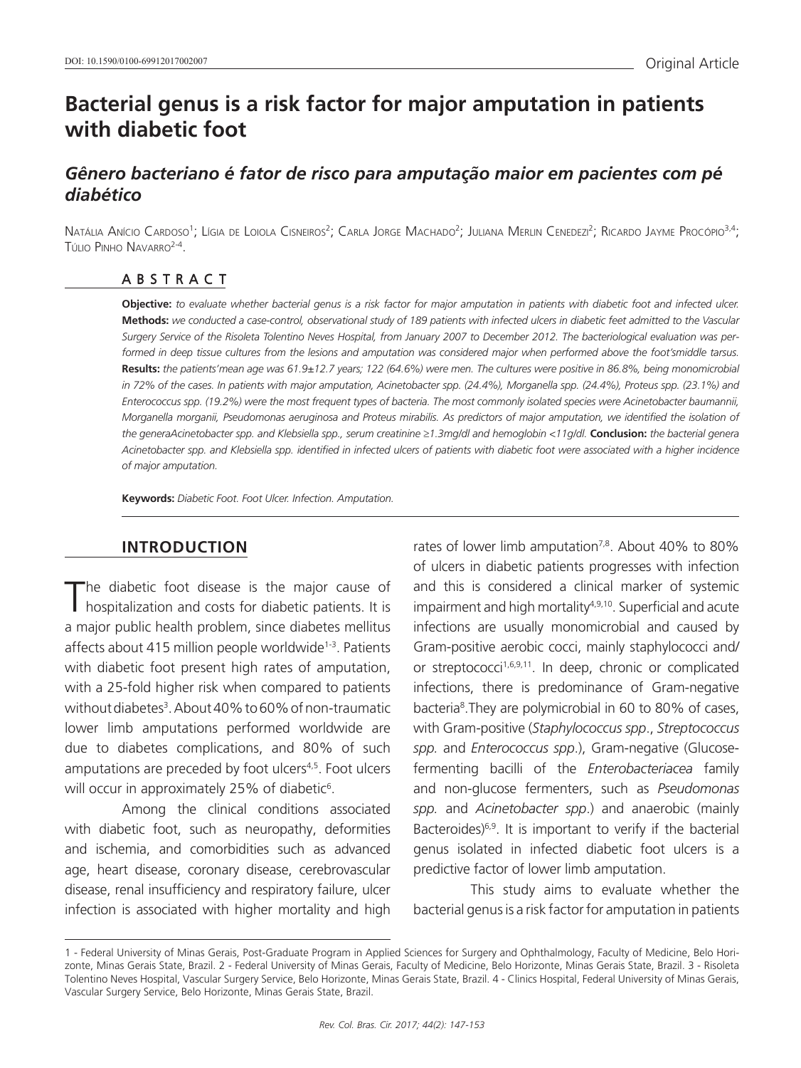DOI: 10.1590/0100-69912017002007

Original Article

# Bacterial genus is a risk factor for major amputation in patients with diabetic foot

## *Gênero bacteriano é fator de risco para amputação maior em pacientes com pé diabético*

Natália Anício Cardoso[1]; Lígia de Loiola Cisneiros[2]; Carla Jorge Machado[2]; Juliana Merlin Cenedezi[2]; Ricardo Jayme Procópio[3,4]; Túlio Pinho Navarro[2-4].

## ABSTRACT

**Objective:** *to evaluate whether bacterial genus is a risk factor for major amputation in patients with diabetic foot and infected ulcer.* **Methods:** *we conducted a case-control, observational study of 189 patients with infected ulcers in diabetic feet admitted to the Vascular Surgery Service of the Risoleta Tolentino Neves Hospital, from January 2007 to December 2012. The bacteriological evaluation was performed in deep tissue cultures from the lesions and amputation was considered major when performed above the foot'smiddle tarsus.* **Results:** *the patients'mean age was 61.9±12.7 years; 122 (64.6%) were men. The cultures were positive in 86.8%, being monomicrobial in 72% of the cases. In patients with major amputation, Acinetobacter spp. (24.4%), Morganella spp. (24.4%), Proteus spp. (23.1%) and Enterococcus spp. (19.2%) were the most frequent types of bacteria. The most commonly isolated species were Acinetobacter baumannii, Morganella morganii, Pseudomonas aeruginosa and Proteus mirabilis. As predictors of major amputation, we identified the isolation of the generaAcinetobacter spp. and Klebsiella spp., serum creatinine ≥1.3mg/dl and hemoglobin <11g/dl.* **Conclusion:** *the bacterial genera Acinetobacter spp. and Klebsiella spp. identified in infected ulcers of patients with diabetic foot were associated with a higher incidence of major amputation.*

**Keywords:** *Diabetic Foot. Foot Ulcer. Infection. Amputation.*

## INTRODUCTION

The diabetic foot disease is the major cause of hospitalization and costs for diabetic patients. It is a major public health problem, since diabetes mellitus affects about 415 million people worldwide[1-3]. Patients with diabetic foot present high rates of amputation, with a 25-fold higher risk when compared to patients without diabetes[3]. About 40% to 60% of non-traumatic lower limb amputations performed worldwide are due to diabetes complications, and 80% of such amputations are preceded by foot ulcers[4,5]. Foot ulcers will occur in approximately 25% of diabetic[6].

Among the clinical conditions associated with diabetic foot, such as neuropathy, deformities and ischemia, and comorbidities such as advanced age, heart disease, coronary disease, cerebrovascular disease, renal insufficiency and respiratory failure, ulcer infection is associated with higher mortality and high rates of lower limb amputation[7,8]. About 40% to 80% of ulcers in diabetic patients progresses with infection and this is considered a clinical marker of systemic impairment and high mortality[4,9,10]. Superficial and acute infections are usually monomicrobial and caused by Gram-positive aerobic cocci, mainly staphylococci and/or streptococci[1,6,9,11]. In deep, chronic or complicated infections, there is predominance of Gram-negative bacteria[8].They are polymicrobial in 60 to 80% of cases, with Gram-positive (*Staphylococcus spp*., *Streptococcus spp.* and *Enterococcus spp*.), Gram-negative (Glucose-fermenting bacilli of the *Enterobacteriacea* family and non-glucose fermenters, such as *Pseudomonas spp.* and *Acinetobacter spp*.) and anaerobic (mainly Bacteroides)[6,9]. It is important to verify if the bacterial genus isolated in infected diabetic foot ulcers is a predictive factor of lower limb amputation.

This study aims to evaluate whether the bacterial genus is a risk factor for amputation in patients

---

1 - Federal University of Minas Gerais, Post-Graduate Program in Applied Sciences for Surgery and Ophthalmology, Faculty of Medicine, Belo Horizonte, Minas Gerais State, Brazil. 2 - Federal University of Minas Gerais, Faculty of Medicine, Belo Horizonte, Minas Gerais State, Brazil. 3 - Risoleta Tolentino Neves Hospital, Vascular Surgery Service, Belo Horizonte, Minas Gerais State, Brazil. 4 - Clinics Hospital, Federal University of Minas Gerais, Vascular Surgery Service, Belo Horizonte, Minas Gerais State, Brazil.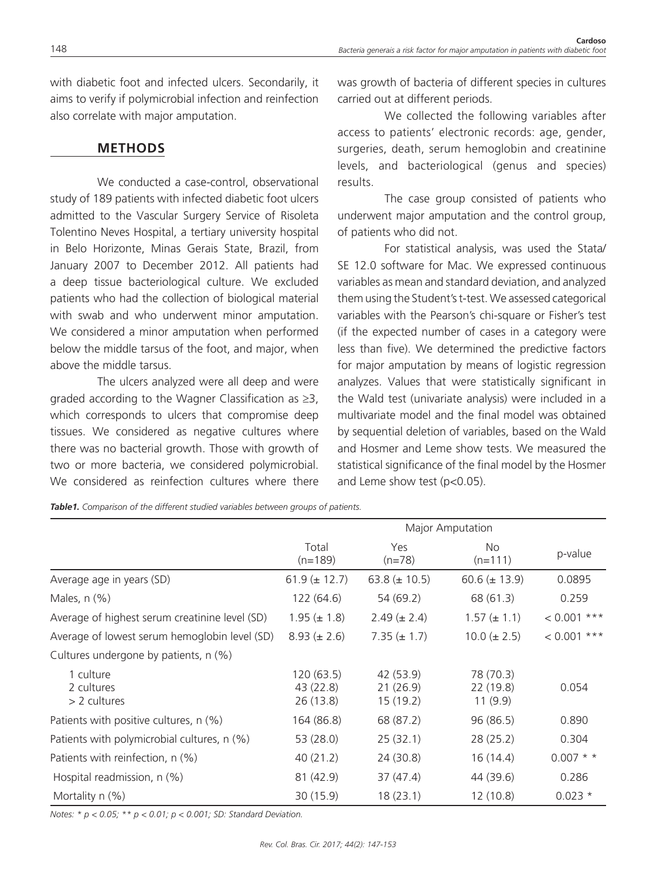with diabetic foot and infected ulcers. Secondarily, it aims to verify if polymicrobial infection and reinfection also correlate with major amputation.

## METHODS

We conducted a case-control, observational study of 189 patients with infected diabetic foot ulcers admitted to the Vascular Surgery Service of Risoleta Tolentino Neves Hospital, a tertiary university hospital in Belo Horizonte, Minas Gerais State, Brazil, from January 2007 to December 2012. All patients had a deep tissue bacteriological culture. We excluded patients who had the collection of biological material with swab and who underwent minor amputation. We considered a minor amputation when performed below the middle tarsus of the foot, and major, when above the middle tarsus.

The ulcers analyzed were all deep and were graded according to the Wagner Classification as ≥3, which corresponds to ulcers that compromise deep tissues. We considered as negative cultures where there was no bacterial growth. Those with growth of two or more bacteria, we considered polymicrobial. We considered as reinfection cultures where there was growth of bacteria of different species in cultures carried out at different periods.

We collected the following variables after access to patients' electronic records: age, gender, surgeries, death, serum hemoglobin and creatinine levels, and bacteriological (genus and species) results.

The case group consisted of patients who underwent major amputation and the control group, of patients who did not.

For statistical analysis, was used the Stata/SE 12.0 software for Mac. We expressed continuous variables as mean and standard deviation, and analyzed them using the Student's t-test. We assessed categorical variables with the Pearson's chi-square or Fisher's test (if the expected number of cases in a category were less than five). We determined the predictive factors for major amputation by means of logistic regression analyzes. Values that were statistically significant in the Wald test (univariate analysis) were included in a multivariate model and the final model was obtained by sequential deletion of variables, based on the Wald and Hosmer and Leme show tests. We measured the statistical significance of the final model by the Hosmer and Leme show test ($p<0.05$).

***Table1.*** *Comparison of the different studied variables between groups of patients.*

| | | Major Amputation | | |
|---|---|---|---|---|
| | Total (n=189) | Yes (n=78) | No (n=111) | p-value |
| Average age in years (SD) | 61.9 (± 12.7) | 63.8 (± 10.5) | 60.6 (± 13.9) | 0.0895 |
| Males, n (%) | 122 (64.6) | 54 (69.2) | 68 (61.3) | 0.259 |
| Average of highest serum creatinine level (SD) | 1.95 (± 1.8) | 2.49 (± 2.4) | 1.57 (± 1.1) | < 0.001 *** |
| Average of lowest serum hemoglobin level (SD) | 8.93 (± 2.6) | 7.35 (± 1.7) | 10.0 (± 2.5) | < 0.001 *** |
| Cultures undergone by patients, n (%) | | | | |
| 1 culture<br>2 cultures<br>> 2 cultures | 120 (63.5)<br>43 (22.8)<br>26 (13.8) | 42 (53.9)<br>21 (26.9)<br>15 (19.2) | 78 (70.3)<br>22 (19.8)<br>11 (9.9) | 0.054 |
| Patients with positive cultures, n (%) | 164 (86.8) | 68 (87.2) | 96 (86.5) | 0.890 |
| Patients with polymicrobial cultures, n (%) | 53 (28.0) | 25 (32.1) | 28 (25.2) | 0.304 |
| Patients with reinfection, n (%) | 40 (21.2) | 24 (30.8) | 16 (14.4) | 0.007 * * |
| Hospital readmission, n (%) | 81 (42.9) | 37 (47.4) | 44 (39.6) | 0.286 |
| Mortality n (%) | 30 (15.9) | 18 (23.1) | 12 (10.8) | 0.023 * |

*Notes: * p < 0.05; ** p < 0.01; p < 0.001; SD: Standard Deviation.*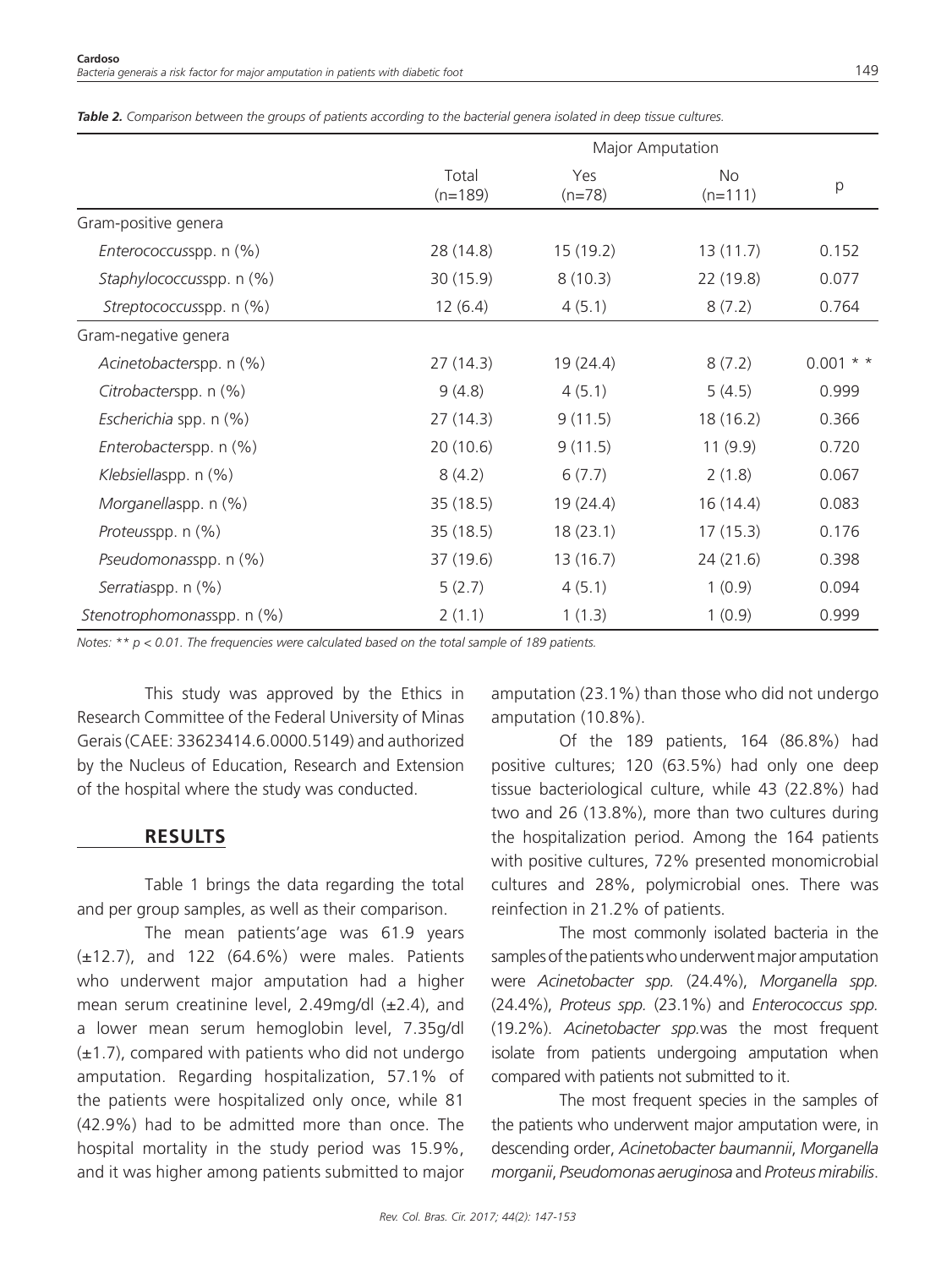*Table 2. Comparison between the groups of patients according to the bacterial genera isolated in deep tissue cultures.*

| | Total (n=189) | Major Amputation | | p |
|---|---|---|---|---|
| | | Yes (n=78) | No (n=111) | |
| Gram-positive genera | | | | |
| *Enterococcus*spp. n (%) | 28 (14.8) | 15 (19.2) | 13 (11.7) | 0.152 |
| *Staphylococcus*spp. n (%) | 30 (15.9) | 8 (10.3) | 22 (19.8) | 0.077 |
| *Streptococcus*spp. n (%) | 12 (6.4) | 4 (5.1) | 8 (7.2) | 0.764 |
| Gram-negative genera | | | | |
| *Acinetobacter*spp. n (%) | 27 (14.3) | 19 (24.4) | 8 (7.2) | 0.001 * * |
| *Citrobacter*spp. n (%) | 9 (4.8) | 4 (5.1) | 5 (4.5) | 0.999 |
| *Escherichia* spp. n (%) | 27 (14.3) | 9 (11.5) | 18 (16.2) | 0.366 |
| *Enterobacter*spp. n (%) | 20 (10.6) | 9 (11.5) | 11 (9.9) | 0.720 |
| *Klebsiella*spp. n (%) | 8 (4.2) | 6 (7.7) | 2 (1.8) | 0.067 |
| *Morganella*spp. n (%) | 35 (18.5) | 19 (24.4) | 16 (14.4) | 0.083 |
| *Proteus*spp. n (%) | 35 (18.5) | 18 (23.1) | 17 (15.3) | 0.176 |
| *Pseudomonas*spp. n (%) | 37 (19.6) | 13 (16.7) | 24 (21.6) | 0.398 |
| *Serratia*spp. n (%) | 5 (2.7) | 4 (5.1) | 1 (0.9) | 0.094 |
| *Stenotrophomonas*spp. n (%) | 2 (1.1) | 1 (1.3) | 1 (0.9) | 0.999 |

*Notes: ** $p < 0.01$. The frequencies were calculated based on the total sample of 189 patients.*

This study was approved by the Ethics in Research Committee of the Federal University of Minas Gerais (CAEE: 33623414.6.0000.5149) and authorized by the Nucleus of Education, Research and Extension of the hospital where the study was conducted.

## RESULTS

Table 1 brings the data regarding the total and per group samples, as well as their comparison.

The mean patients'age was 61.9 years (±12.7), and 122 (64.6%) were males. Patients who underwent major amputation had a higher mean serum creatinine level, 2.49mg/dl (±2.4), and a lower mean serum hemoglobin level, 7.35g/dl (±1.7), compared with patients who did not undergo amputation. Regarding hospitalization, 57.1% of the patients were hospitalized only once, while 81 (42.9%) had to be admitted more than once. The hospital mortality in the study period was 15.9%, and it was higher among patients submitted to major amputation (23.1%) than those who did not undergo amputation (10.8%).

Of the 189 patients, 164 (86.8%) had positive cultures; 120 (63.5%) had only one deep tissue bacteriological culture, while 43 (22.8%) had two and 26 (13.8%), more than two cultures during the hospitalization period. Among the 164 patients with positive cultures, 72% presented monomicrobial cultures and 28%, polymicrobial ones. There was reinfection in 21.2% of patients.

The most commonly isolated bacteria in the samples of the patients who underwent major amputation were *Acinetobacter spp.* (24.4%), *Morganella spp.* (24.4%), *Proteus spp.* (23.1%) and *Enterococcus spp.* (19.2%). *Acinetobacter spp.*was the most frequent isolate from patients undergoing amputation when compared with patients not submitted to it.

The most frequent species in the samples of the patients who underwent major amputation were, in descending order, *Acinetobacter baumannii*, *Morganella morganii*, *Pseudomonas aeruginosa* and *Proteus mirabilis*.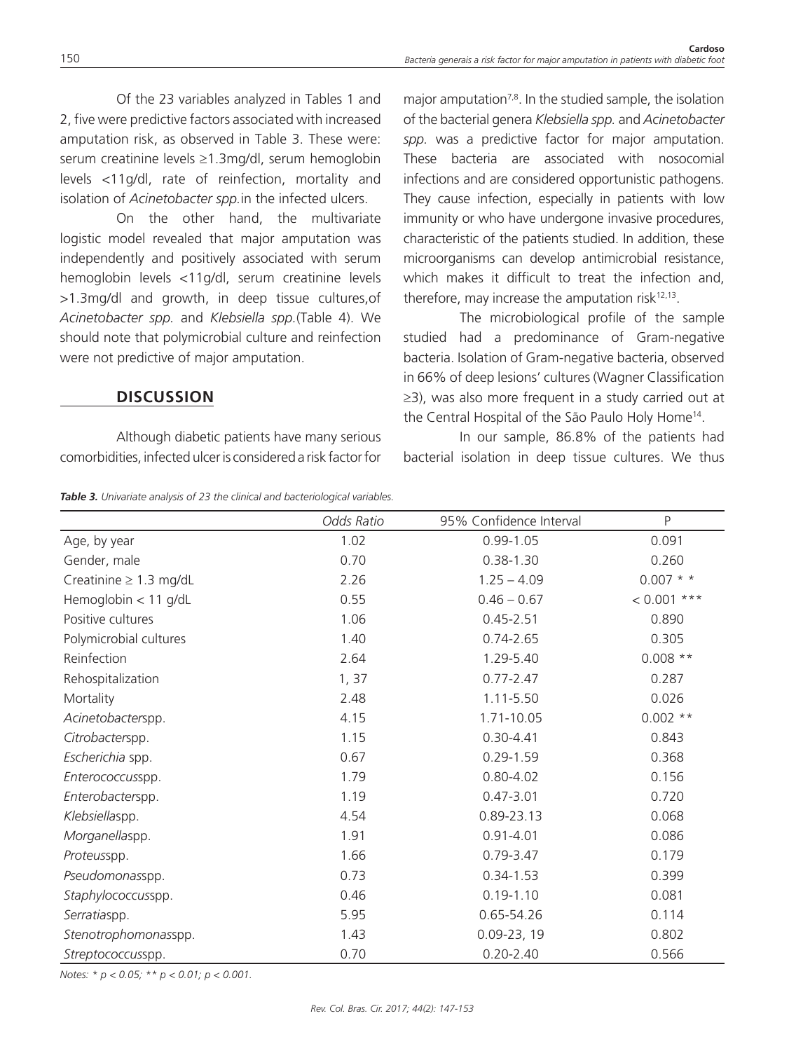Of the 23 variables analyzed in Tables 1 and 2, five were predictive factors associated with increased amputation risk, as observed in Table 3. These were: serum creatinine levels ≥1.3mg/dl, serum hemoglobin levels <11g/dl, rate of reinfection, mortality and isolation of *Acinetobacter spp.*in the infected ulcers.

On the other hand, the multivariate logistic model revealed that major amputation was independently and positively associated with serum hemoglobin levels <11g/dl, serum creatinine levels >1.3mg/dl and growth, in deep tissue cultures,of *Acinetobacter spp.* and *Klebsiella spp.*(Table 4). We should note that polymicrobial culture and reinfection were not predictive of major amputation.

## DISCUSSION

Although diabetic patients have many serious comorbidities, infected ulcer is considered a risk factor for major amputation[7,8]. In the studied sample, the isolation of the bacterial genera *Klebsiella spp.* and *Acinetobacter spp.* was a predictive factor for major amputation. These bacteria are associated with nosocomial infections and are considered opportunistic pathogens. They cause infection, especially in patients with low immunity or who have undergone invasive procedures, characteristic of the patients studied. In addition, these microorganisms can develop antimicrobial resistance, which makes it difficult to treat the infection and, therefore, may increase the amputation risk[12,13].

The microbiological profile of the sample studied had a predominance of Gram-negative bacteria. Isolation of Gram-negative bacteria, observed in 66% of deep lesions' cultures (Wagner Classification ≥3), was also more frequent in a study carried out at the Central Hospital of the São Paulo Holy Home[14].

In our sample, 86.8% of the patients had bacterial isolation in deep tissue cultures. We thus

***Table 3.*** *Univariate analysis of 23 the clinical and bacteriological variables.*

| | *Odds Ratio* | 95% Confidence Interval | P |
|---|---|---|---|
| Age, by year | 1.02 | 0.99-1.05 | 0.091 |
| Gender, male | 0.70 | 0.38-1.30 | 0.260 |
| Creatinine ≥ 1.3 mg/dL | 2.26 | 1.25 – 4.09 | 0.007 * * |
| Hemoglobin < 11 g/dL | 0.55 | 0.46 – 0.67 | < 0.001 *** |
| Positive cultures | 1.06 | 0.45-2.51 | 0.890 |
| Polymicrobial cultures | 1.40 | 0.74-2.65 | 0.305 |
| Reinfection | 2.64 | 1.29-5.40 | 0.008 ** |
| Rehospitalization | 1, 37 | 0.77-2.47 | 0.287 |
| Mortality | 2.48 | 1.11-5.50 | 0.026 |
| *Acinetobacter*spp. | 4.15 | 1.71-10.05 | 0.002 ** |
| *Citrobacter*spp. | 1.15 | 0.30-4.41 | 0.843 |
| *Escherichia* spp. | 0.67 | 0.29-1.59 | 0.368 |
| *Enterococcus*spp. | 1.79 | 0.80-4.02 | 0.156 |
| *Enterobacter*spp. | 1.19 | 0.47-3.01 | 0.720 |
| *Klebsiella*spp. | 4.54 | 0.89-23.13 | 0.068 |
| *Morganella*spp. | 1.91 | 0.91-4.01 | 0.086 |
| *Proteus*spp. | 1.66 | 0.79-3.47 | 0.179 |
| *Pseudomonas*spp. | 0.73 | 0.34-1.53 | 0.399 |
| *Staphylococcus*spp. | 0.46 | 0.19-1.10 | 0.081 |
| *Serratia*spp. | 5.95 | 0.65-54.26 | 0.114 |
| *Stenotrophomonas*spp. | 1.43 | 0.09-23, 19 | 0.802 |
| *Streptococcus*spp. | 0.70 | 0.20-2.40 | 0.566 |

*Notes: * p < 0.05; ** p < 0.01; p < 0.001.*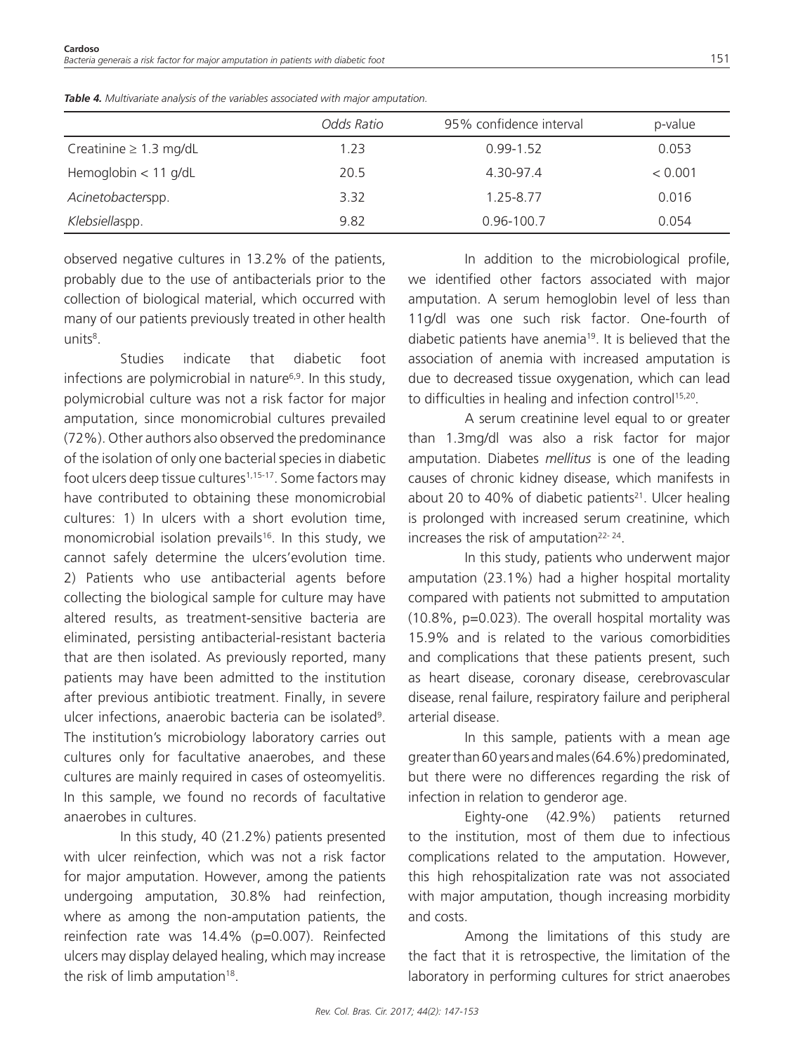*Table 4. Multivariate analysis of the variables associated with major amputation.*

| | Odds Ratio | 95% confidence interval | p-value |
|---|---|---|---|
| Creatinine ≥ 1.3 mg/dL | 1.23 | 0.99-1.52 | 0.053 |
| Hemoglobin < 11 g/dL | 20.5 | 4.30-97.4 | < 0.001 |
| *Acinetobacter*spp. | 3.32 | 1.25-8.77 | 0.016 |
| *Klebsiella*spp. | 9.82 | 0.96-100.7 | 0.054 |

observed negative cultures in 13.2% of the patients, probably due to the use of antibacterials prior to the collection of biological material, which occurred with many of our patients previously treated in other health units[8].

Studies indicate that diabetic foot infections are polymicrobial in nature[6,9]. In this study, polymicrobial culture was not a risk factor for major amputation, since monomicrobial cultures prevailed (72%). Other authors also observed the predominance of the isolation of only one bacterial species in diabetic foot ulcers deep tissue cultures[1,15-17]. Some factors may have contributed to obtaining these monomicrobial cultures: 1) In ulcers with a short evolution time, monomicrobial isolation prevails[16]. In this study, we cannot safely determine the ulcers'evolution time. 2) Patients who use antibacterial agents before collecting the biological sample for culture may have altered results, as treatment-sensitive bacteria are eliminated, persisting antibacterial-resistant bacteria that are then isolated. As previously reported, many patients may have been admitted to the institution after previous antibiotic treatment. Finally, in severe ulcer infections, anaerobic bacteria can be isolated[9]. The institution's microbiology laboratory carries out cultures only for facultative anaerobes, and these cultures are mainly required in cases of osteomyelitis. In this sample, we found no records of facultative anaerobes in cultures.

In this study, 40 (21.2%) patients presented with ulcer reinfection, which was not a risk factor for major amputation. However, among the patients undergoing amputation, 30.8% had reinfection, where as among the non-amputation patients, the reinfection rate was 14.4% (p=0.007). Reinfected ulcers may display delayed healing, which may increase the risk of limb amputation[18].

In addition to the microbiological profile, we identified other factors associated with major amputation. A serum hemoglobin level of less than 11g/dl was one such risk factor. One-fourth of diabetic patients have anemia[19]. It is believed that the association of anemia with increased amputation is due to decreased tissue oxygenation, which can lead to difficulties in healing and infection control[15,20].

A serum creatinine level equal to or greater than 1.3mg/dl was also a risk factor for major amputation. Diabetes *mellitus* is one of the leading causes of chronic kidney disease, which manifests in about 20 to 40% of diabetic patients[21]. Ulcer healing is prolonged with increased serum creatinine, which increases the risk of amputation[22-24].

In this study, patients who underwent major amputation (23.1%) had a higher hospital mortality compared with patients not submitted to amputation (10.8%, p=0.023). The overall hospital mortality was 15.9% and is related to the various comorbidities and complications that these patients present, such as heart disease, coronary disease, cerebrovascular disease, renal failure, respiratory failure and peripheral arterial disease.

In this sample, patients with a mean age greater than 60 years and males (64.6%) predominated, but there were no differences regarding the risk of infection in relation to genderor age.

Eighty-one (42.9%) patients returned to the institution, most of them due to infectious complications related to the amputation. However, this high rehospitalization rate was not associated with major amputation, though increasing morbidity and costs.

Among the limitations of this study are the fact that it is retrospective, the limitation of the laboratory in performing cultures for strict anaerobes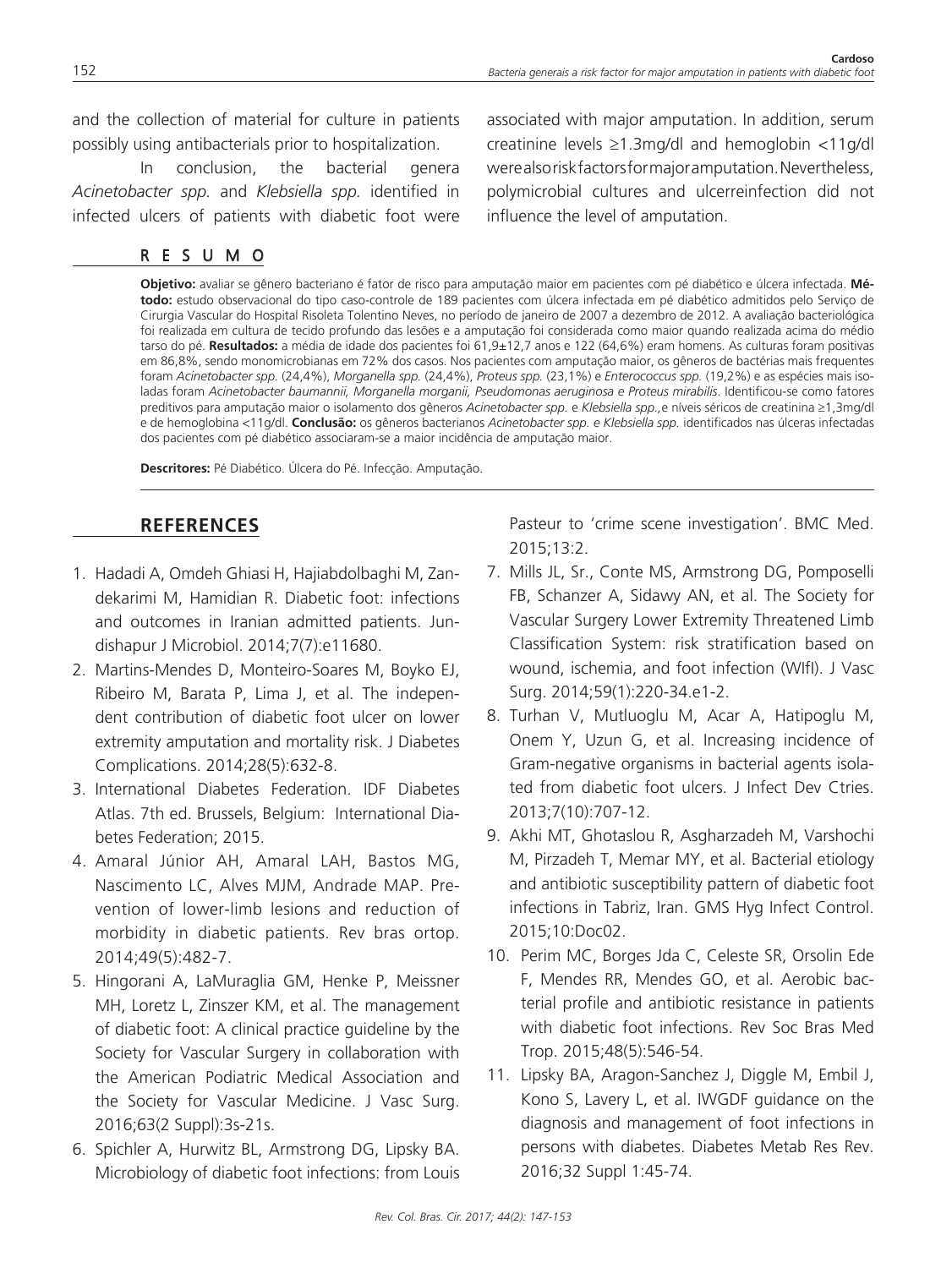and the collection of material for culture in patients possibly using antibacterials prior to hospitalization.

In conclusion, the bacterial genera *Acinetobacter spp.* and *Klebsiella spp.* identified in infected ulcers of patients with diabetic foot were associated with major amputation. In addition, serum creatinine levels ≥1.3mg/dl and hemoglobin <11g/dl were also risk factors for major amputation. Nevertheless, polymicrobial cultures and ulcerreinfection did not influence the level of amputation.

## RESUMO

**Objetivo:** avaliar se gênero bacteriano é fator de risco para amputação maior em pacientes com pé diabético e úlcera infectada. **Método:** estudo observacional do tipo caso-controle de 189 pacientes com úlcera infectada em pé diabético admitidos pelo Serviço de Cirurgia Vascular do Hospital Risoleta Tolentino Neves, no período de janeiro de 2007 a dezembro de 2012. A avaliação bacteriológica foi realizada em cultura de tecido profundo das lesões e a amputação foi considerada como maior quando realizada acima do médio tarso do pé. **Resultados:** a média de idade dos pacientes foi 61,9±12,7 anos e 122 (64,6%) eram homens. As culturas foram positivas em 86,8%, sendo monomicrobianas em 72% dos casos. Nos pacientes com amputação maior, os gêneros de bactérias mais frequentes foram *Acinetobacter spp.* (24,4%), *Morganella spp.* (24,4%), *Proteus spp.* (23,1%) e *Enterococcus spp.* (19,2%) e as espécies mais isoladas foram *Acinetobacter baumannii, Morganella morganii, Pseudomonas aeruginosa e Proteus mirabilis*. Identificou-se como fatores preditivos para amputação maior o isolamento dos gêneros *Acinetobacter spp.* e *Klebsiella spp.*,e níveis séricos de creatinina ≥1,3mg/dl e de hemoglobina <11g/dl. **Conclusão:** os gêneros bacterianos *Acinetobacter spp. e Klebsiella spp.* identificados nas úlceras infectadas dos pacientes com pé diabético associaram-se a maior incidência de amputação maior.

**Descritores:** Pé Diabético. Úlcera do Pé. Infecção. Amputação.

## REFERENCES

1. Hadadi A, Omdeh Ghiasi H, Hajiabdolbaghi M, Zandekarimi M, Hamidian R. Diabetic foot: infections and outcomes in Iranian admitted patients. Jundishapur J Microbiol. 2014;7(7):e11680.
2. Martins-Mendes D, Monteiro-Soares M, Boyko EJ, Ribeiro M, Barata P, Lima J, et al. The independent contribution of diabetic foot ulcer on lower extremity amputation and mortality risk. J Diabetes Complications. 2014;28(5):632-8.
3. International Diabetes Federation. IDF Diabetes Atlas. 7th ed. Brussels, Belgium: International Diabetes Federation; 2015.
4. Amaral Júnior AH, Amaral LAH, Bastos MG, Nascimento LC, Alves MJM, Andrade MAP. Prevention of lower-limb lesions and reduction of morbidity in diabetic patients. Rev bras ortop. 2014;49(5):482-7.
5. Hingorani A, LaMuraglia GM, Henke P, Meissner MH, Loretz L, Zinszer KM, et al. The management of diabetic foot: A clinical practice guideline by the Society for Vascular Surgery in collaboration with the American Podiatric Medical Association and the Society for Vascular Medicine. J Vasc Surg. 2016;63(2 Suppl):3s-21s.
6. Spichler A, Hurwitz BL, Armstrong DG, Lipsky BA. Microbiology of diabetic foot infections: from Louis Pasteur to 'crime scene investigation'. BMC Med. 2015;13:2.
7. Mills JL, Sr., Conte MS, Armstrong DG, Pomposelli FB, Schanzer A, Sidawy AN, et al. The Society for Vascular Surgery Lower Extremity Threatened Limb Classification System: risk stratification based on wound, ischemia, and foot infection (WIfI). J Vasc Surg. 2014;59(1):220-34.e1-2.
8. Turhan V, Mutluoglu M, Acar A, Hatipoglu M, Onem Y, Uzun G, et al. Increasing incidence of Gram-negative organisms in bacterial agents isolated from diabetic foot ulcers. J Infect Dev Ctries. 2013;7(10):707-12.
9. Akhi MT, Ghotaslou R, Asgharzadeh M, Varshochi M, Pirzadeh T, Memar MY, et al. Bacterial etiology and antibiotic susceptibility pattern of diabetic foot infections in Tabriz, Iran. GMS Hyg Infect Control. 2015;10:Doc02.
10. Perim MC, Borges Jda C, Celeste SR, Orsolin Ede F, Mendes RR, Mendes GO, et al. Aerobic bacterial profile and antibiotic resistance in patients with diabetic foot infections. Rev Soc Bras Med Trop. 2015;48(5):546-54.
11. Lipsky BA, Aragon-Sanchez J, Diggle M, Embil J, Kono S, Lavery L, et al. IWGDF guidance on the diagnosis and management of foot infections in persons with diabetes. Diabetes Metab Res Rev. 2016;32 Suppl 1:45-74.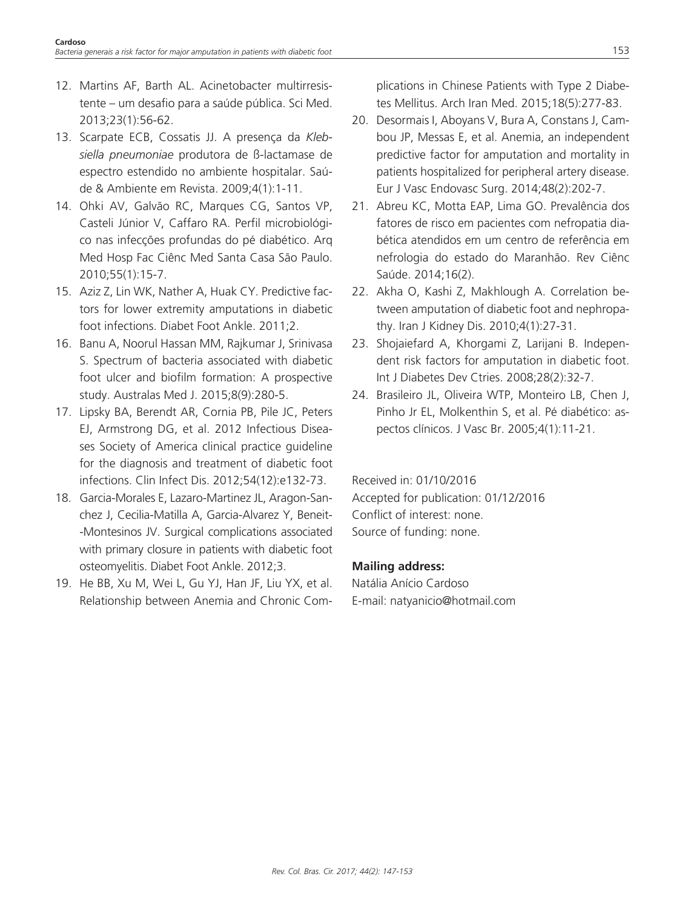12. Martins AF, Barth AL. Acinetobacter multirresistente – um desafio para a saúde pública. Sci Med. 2013;23(1):56-62.
13. Scarpate ECB, Cossatis JJ. A presença da *Klebsiella pneumoniae* produtora de ß-lactamase de espectro estendido no ambiente hospitalar. Saúde & Ambiente em Revista. 2009;4(1):1-11.
14. Ohki AV, Galvão RC, Marques CG, Santos VP, Casteli Júnior V, Caffaro RA. Perfil microbiológico nas infecções profundas do pé diabético. Arq Med Hosp Fac Ciênc Med Santa Casa São Paulo. 2010;55(1):15-7.
15. Aziz Z, Lin WK, Nather A, Huak CY. Predictive factors for lower extremity amputations in diabetic foot infections. Diabet Foot Ankle. 2011;2.
16. Banu A, Noorul Hassan MM, Rajkumar J, Srinivasa S. Spectrum of bacteria associated with diabetic foot ulcer and biofilm formation: A prospective study. Australas Med J. 2015;8(9):280-5.
17. Lipsky BA, Berendt AR, Cornia PB, Pile JC, Peters EJ, Armstrong DG, et al. 2012 Infectious Diseases Society of America clinical practice guideline for the diagnosis and treatment of diabetic foot infections. Clin Infect Dis. 2012;54(12):e132-73.
18. Garcia-Morales E, Lazaro-Martinez JL, Aragon-Sanchez J, Cecilia-Matilla A, Garcia-Alvarez Y, Beneit-Montesinos JV. Surgical complications associated with primary closure in patients with diabetic foot osteomyelitis. Diabet Foot Ankle. 2012;3.
19. He BB, Xu M, Wei L, Gu YJ, Han JF, Liu YX, et al. Relationship between Anemia and Chronic Complications in Chinese Patients with Type 2 Diabetes Mellitus. Arch Iran Med. 2015;18(5):277-83.
20. Desormais I, Aboyans V, Bura A, Constans J, Cambou JP, Messas E, et al. Anemia, an independent predictive factor for amputation and mortality in patients hospitalized for peripheral artery disease. Eur J Vasc Endovasc Surg. 2014;48(2):202-7.
21. Abreu KC, Motta EAP, Lima GO. Prevalência dos fatores de risco em pacientes com nefropatia diabética atendidos em um centro de referência em nefrologia do estado do Maranhão. Rev Ciênc Saúde. 2014;16(2).
22. Akha O, Kashi Z, Makhlough A. Correlation between amputation of diabetic foot and nephropathy. Iran J Kidney Dis. 2010;4(1):27-31.
23. Shojaiefard A, Khorgami Z, Larijani B. Independent risk factors for amputation in diabetic foot. Int J Diabetes Dev Ctries. 2008;28(2):32-7.
24. Brasileiro JL, Oliveira WTP, Monteiro LB, Chen J, Pinho Jr EL, Molkenthin S, et al. Pé diabético: aspectos clínicos. J Vasc Br. 2005;4(1):11-21.

Received in: 01/10/2016
Accepted for publication: 01/12/2016
Conflict of interest: none.
Source of funding: none.

**Mailing address:**
Natália Anício Cardoso
E-mail: natyanicio@hotmail.com